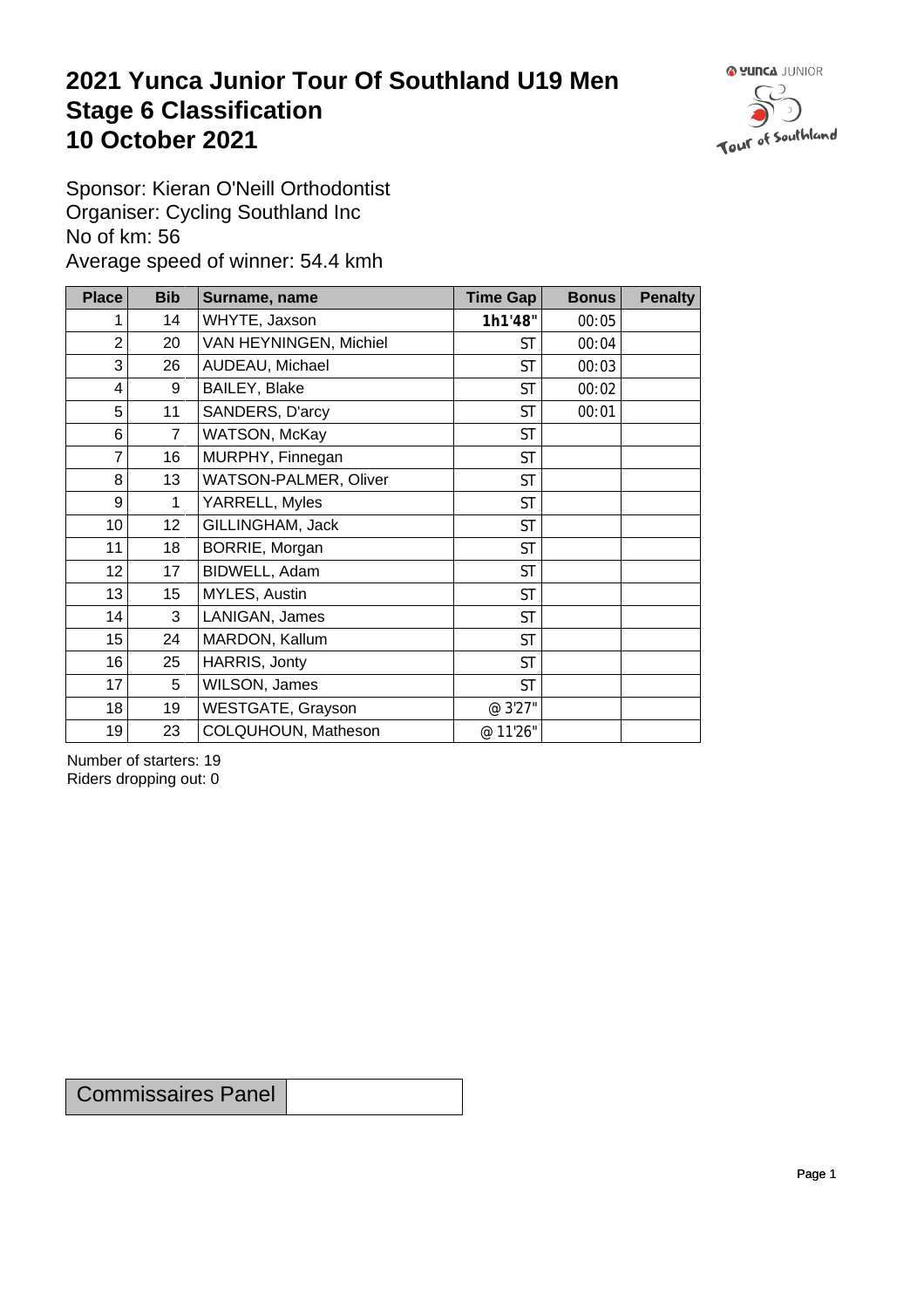# 2021 Yunca Junior Tour Of Southland U19 Men
# Stage 6 Classification
# 10 October 2021

Sponsor: Kieran O'Neill Orthodontist
Organiser: Cycling Southland Inc
No of km: 56
Average speed of winner: 54.4 kmh

| Place | Bib | Surname, name | Time Gap | Bonus | Penalty |
|---|---|---|---|---|---|
| 1 | 14 | WHYTE, Jaxson | **1h1'48"** | 00:05 | |
| 2 | 20 | VAN HEYNINGEN, Michiel | ST | 00:04 | |
| 3 | 26 | AUDEAU, Michael | ST | 00:03 | |
| 4 | 9 | BAILEY, Blake | ST | 00:02 | |
| 5 | 11 | SANDERS, D'arcy | ST | 00:01 | |
| 6 | 7 | WATSON, McKay | ST | | |
| 7 | 16 | MURPHY, Finnegan | ST | | |
| 8 | 13 | WATSON-PALMER, Oliver | ST | | |
| 9 | 1 | YARRELL, Myles | ST | | |
| 10 | 12 | GILLINGHAM, Jack | ST | | |
| 11 | 18 | BORRIE, Morgan | ST | | |
| 12 | 17 | BIDWELL, Adam | ST | | |
| 13 | 15 | MYLES, Austin | ST | | |
| 14 | 3 | LANIGAN, James | ST | | |
| 15 | 24 | MARDON, Kallum | ST | | |
| 16 | 25 | HARRIS, Jonty | ST | | |
| 17 | 5 | WILSON, James | ST | | |
| 18 | 19 | WESTGATE, Grayson | @ 3'27" | | |
| 19 | 23 | COLQUHOUN, Matheson | @ 11'26" | | |

Number of starters: 19
Riders dropping out: 0

| Commissaires Panel | |
|---|---|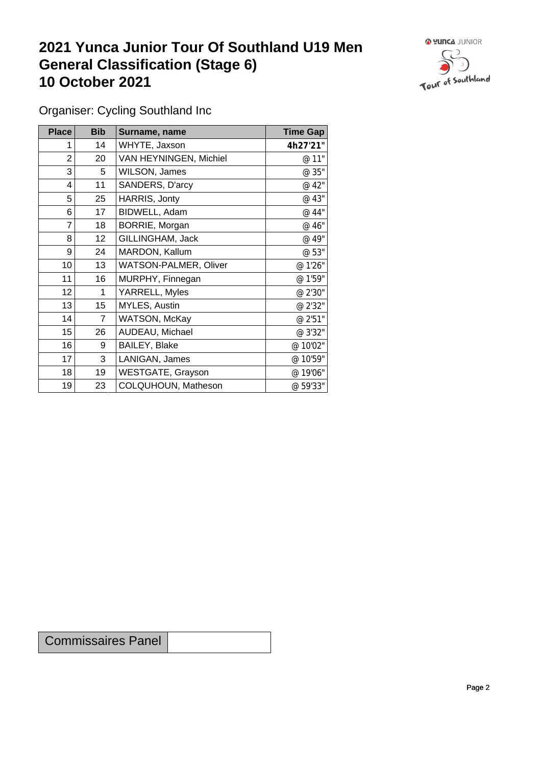# 2021 Yunca Junior Tour Of Southland U19 Men
# General Classification (Stage 6)
# 10 October 2021

Organiser: Cycling Southland Inc

| Place | Bib | Surname, name | Time Gap |
|---|---|---|---|
| 1 | 14 | WHYTE, Jaxson | **4h27'21"** |
| 2 | 20 | VAN HEYNINGEN, Michiel | @ 11" |
| 3 | 5 | WILSON, James | @ 35" |
| 4 | 11 | SANDERS, D'arcy | @ 42" |
| 5 | 25 | HARRIS, Jonty | @ 43" |
| 6 | 17 | BIDWELL, Adam | @ 44" |
| 7 | 18 | BORRIE, Morgan | @ 46" |
| 8 | 12 | GILLINGHAM, Jack | @ 49" |
| 9 | 24 | MARDON, Kallum | @ 53" |
| 10 | 13 | WATSON-PALMER, Oliver | @ 1'26" |
| 11 | 16 | MURPHY, Finnegan | @ 1'59" |
| 12 | 1 | YARRELL, Myles | @ 2'30" |
| 13 | 15 | MYLES, Austin | @ 2'32" |
| 14 | 7 | WATSON, McKay | @ 2'51" |
| 15 | 26 | AUDEAU, Michael | @ 3'32" |
| 16 | 9 | BAILEY, Blake | @ 10'02" |
| 17 | 3 | LANIGAN, James | @ 10'59" |
| 18 | 19 | WESTGATE, Grayson | @ 19'06" |
| 19 | 23 | COLQUHOUN, Matheson | @ 59'33" |

| Commissaires Panel | |
|---|---|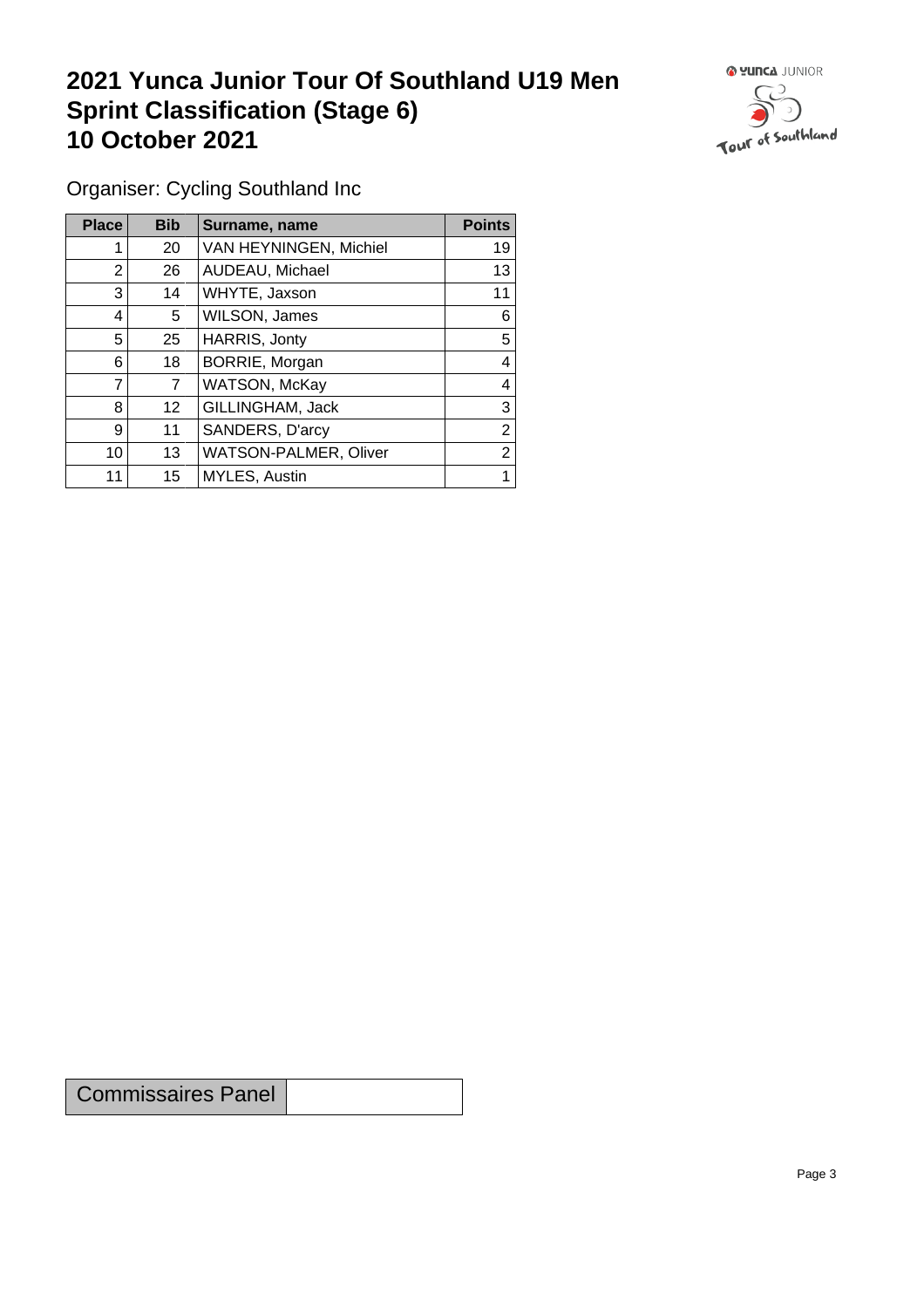# 2021 Yunca Junior Tour Of Southland U19 Men
# Sprint Classification (Stage 6)
# 10 October 2021

Organiser: Cycling Southland Inc

| Place | Bib | Surname, name | Points |
|---|---|---|---|
| 1 | 20 | VAN HEYNINGEN, Michiel | 19 |
| 2 | 26 | AUDEAU, Michael | 13 |
| 3 | 14 | WHYTE, Jaxson | 11 |
| 4 | 5 | WILSON, James | 6 |
| 5 | 25 | HARRIS, Jonty | 5 |
| 6 | 18 | BORRIE, Morgan | 4 |
| 7 | 7 | WATSON, McKay | 4 |
| 8 | 12 | GILLINGHAM, Jack | 3 |
| 9 | 11 | SANDERS, D'arcy | 2 |
| 10 | 13 | WATSON-PALMER, Oliver | 2 |
| 11 | 15 | MYLES, Austin | 1 |

| Commissaires Panel | |
|---|---|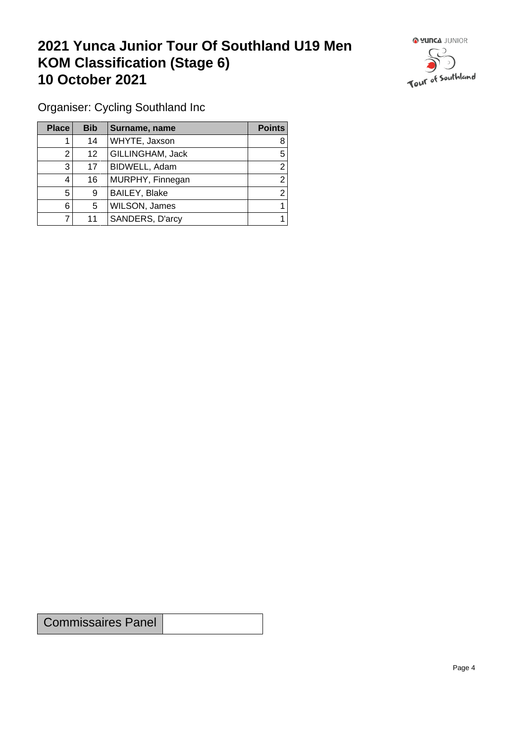# 2021 Yunca Junior Tour Of Southland U19 Men
# KOM Classification (Stage 6)
# 10 October 2021

Organiser: Cycling Southland Inc

| Place | Bib | Surname, name | Points |
|---|---|---|---|
| 1 | 14 | WHYTE, Jaxson | 8 |
| 2 | 12 | GILLINGHAM, Jack | 5 |
| 3 | 17 | BIDWELL, Adam | 2 |
| 4 | 16 | MURPHY, Finnegan | 2 |
| 5 | 9 | BAILEY, Blake | 2 |
| 6 | 5 | WILSON, James | 1 |
| 7 | 11 | SANDERS, D'arcy | 1 |

| Commissaires Panel | |
|---|---|